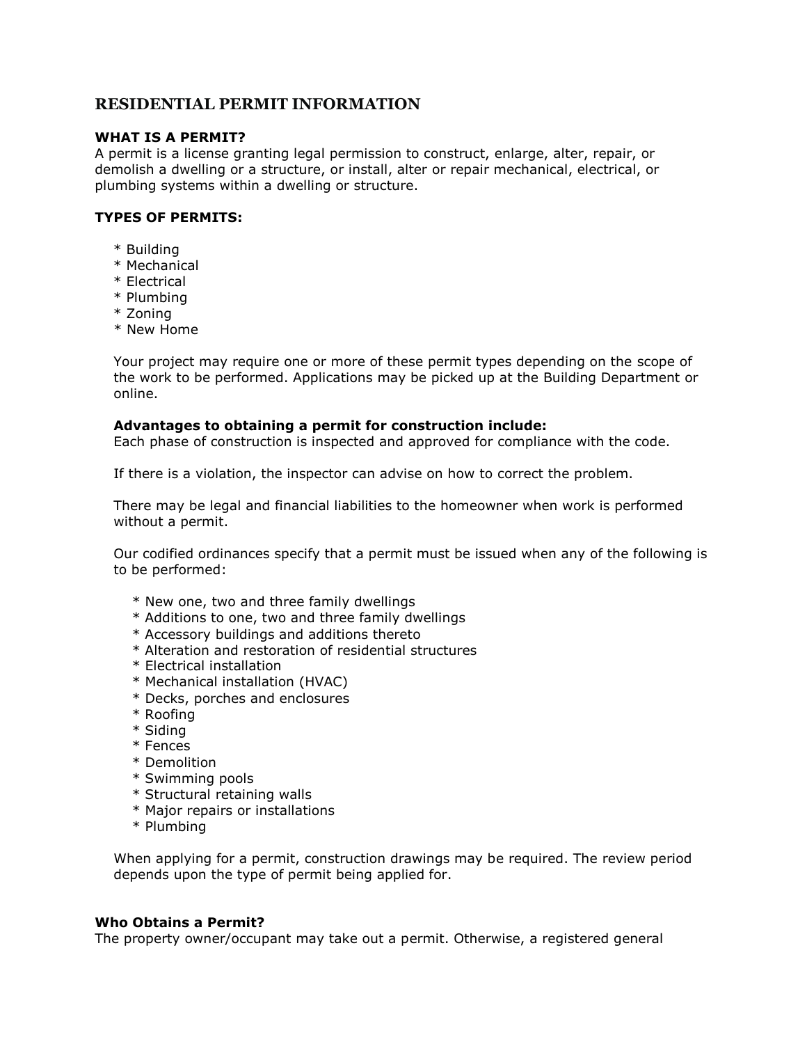# RESIDENTIAL PERMIT INFORMATION

**WHAT IS A PERMIT?**

A permit is a license granting legal permission to construct, enlarge, alter, repair, or demolish a dwelling or a structure, or install, alter or repair mechanical, electrical, or plumbing systems within a dwelling or structure.

**TYPES OF PERMITS:**

* Building
* Mechanical
* Electrical
* Plumbing
* Zoning
* New Home

Your project may require one or more of these permit types depending on the scope of the work to be performed. Applications may be picked up at the Building Department or online.

**Advantages to obtaining a permit for construction include:**

Each phase of construction is inspected and approved for compliance with the code.

If there is a violation, the inspector can advise on how to correct the problem.

There may be legal and financial liabilities to the homeowner when work is performed without a permit.

Our codified ordinances specify that a permit must be issued when any of the following is to be performed:

* New one, two and three family dwellings
* Additions to one, two and three family dwellings
* Accessory buildings and additions thereto
* Alteration and restoration of residential structures
* Electrical installation
* Mechanical installation (HVAC)
* Decks, porches and enclosures
* Roofing
* Siding
* Fences
* Demolition
* Swimming pools
* Structural retaining walls
* Major repairs or installations
* Plumbing

When applying for a permit, construction drawings may be required. The review period depends upon the type of permit being applied for.

**Who Obtains a Permit?**

The property owner/occupant may take out a permit. Otherwise, a registered general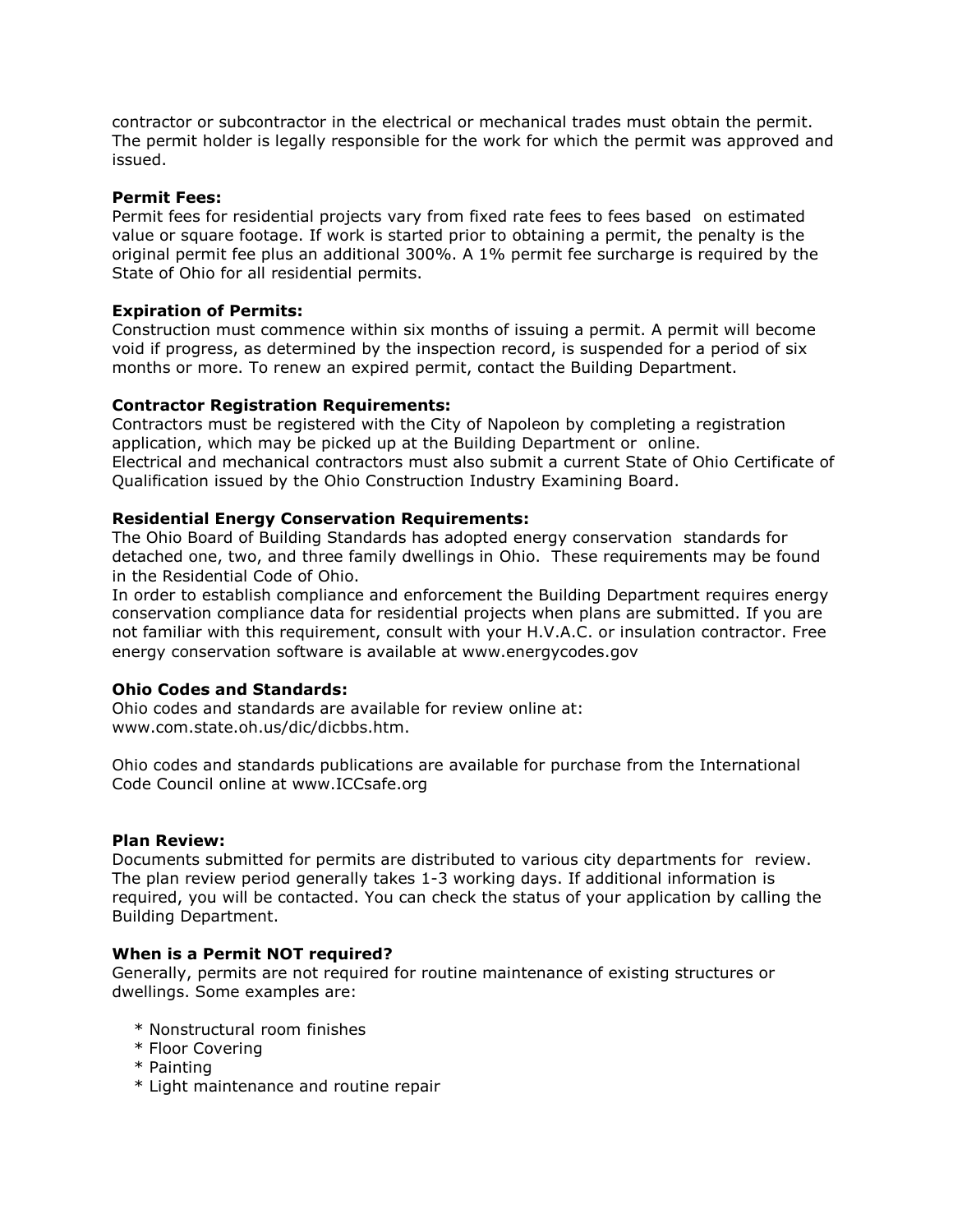contractor or subcontractor in the electrical or mechanical trades must obtain the permit. The permit holder is legally responsible for the work for which the permit was approved and issued.

**Permit Fees:**
Permit fees for residential projects vary from fixed rate fees to fees based on estimated value or square footage. If work is started prior to obtaining a permit, the penalty is the original permit fee plus an additional 300%. A 1% permit fee surcharge is required by the State of Ohio for all residential permits.

**Expiration of Permits:**
Construction must commence within six months of issuing a permit. A permit will become void if progress, as determined by the inspection record, is suspended for a period of six months or more. To renew an expired permit, contact the Building Department.

**Contractor Registration Requirements:**
Contractors must be registered with the City of Napoleon by completing a registration application, which may be picked up at the Building Department or online.
Electrical and mechanical contractors must also submit a current State of Ohio Certificate of Qualification issued by the Ohio Construction Industry Examining Board.

**Residential Energy Conservation Requirements:**
The Ohio Board of Building Standards has adopted energy conservation standards for detached one, two, and three family dwellings in Ohio. These requirements may be found in the Residential Code of Ohio.
In order to establish compliance and enforcement the Building Department requires energy conservation compliance data for residential projects when plans are submitted. If you are not familiar with this requirement, consult with your H.V.A.C. or insulation contractor. Free energy conservation software is available at www.energycodes.gov

**Ohio Codes and Standards:**
Ohio codes and standards are available for review online at:
www.com.state.oh.us/dic/dicbbs.htm.

Ohio codes and standards publications are available for purchase from the International Code Council online at www.ICCsafe.org

**Plan Review:**
Documents submitted for permits are distributed to various city departments for review. The plan review period generally takes 1-3 working days. If additional information is required, you will be contacted. You can check the status of your application by calling the Building Department.

**When is a Permit NOT required?**
Generally, permits are not required for routine maintenance of existing structures or dwellings. Some examples are:

* Nonstructural room finishes
* Floor Covering
* Painting
* Light maintenance and routine repair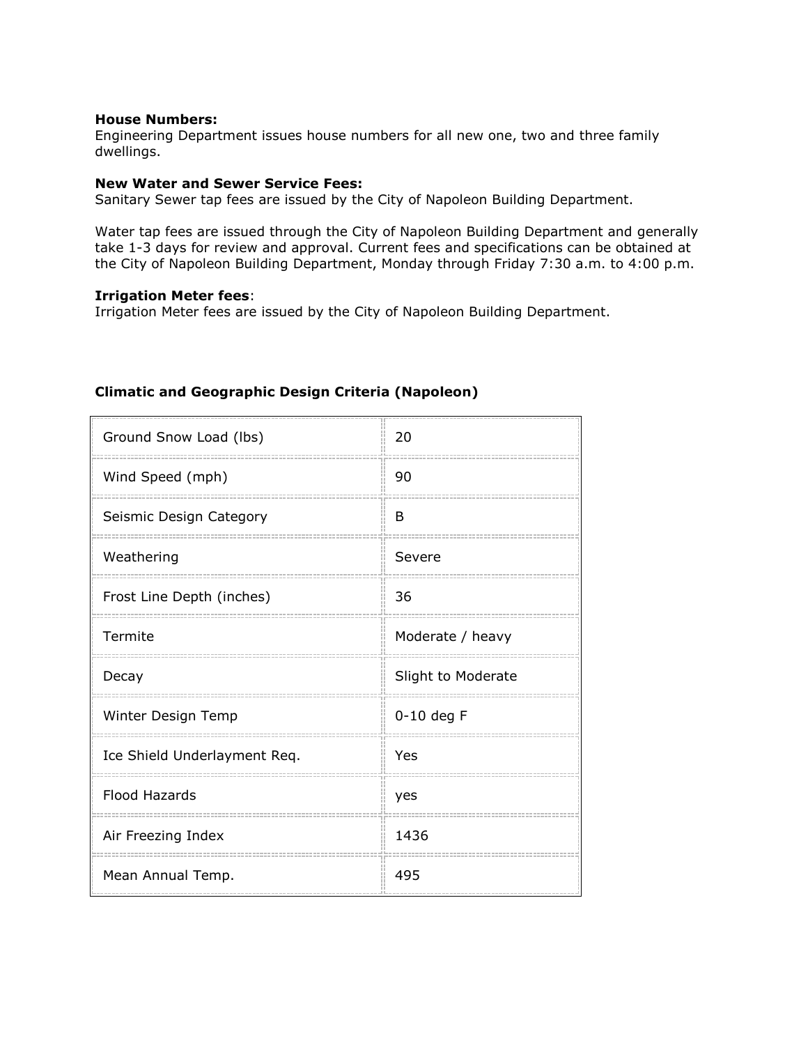**House Numbers:**
Engineering Department issues house numbers for all new one, two and three family dwellings.

**New Water and Sewer Service Fees:**
Sanitary Sewer tap fees are issued by the City of Napoleon Building Department.

Water tap fees are issued through the City of Napoleon Building Department and generally take 1-3 days for review and approval. Current fees and specifications can be obtained at the City of Napoleon Building Department, Monday through Friday 7:30 a.m. to 4:00 p.m.

**Irrigation Meter fees**:
Irrigation Meter fees are issued by the City of Napoleon Building Department.

**Climatic and Geographic Design Criteria (Napoleon)**

| | |
|---|---|
| Ground Snow Load (lbs) | 20 |
| Wind Speed (mph) | 90 |
| Seismic Design Category | B |
| Weathering | Severe |
| Frost Line Depth (inches) | 36 |
| Termite | Moderate / heavy |
| Decay | Slight to Moderate |
| Winter Design Temp | 0-10 deg F |
| Ice Shield Underlayment Req. | Yes |
| Flood Hazards | yes |
| Air Freezing Index | 1436 |
| Mean Annual Temp. | 495 |